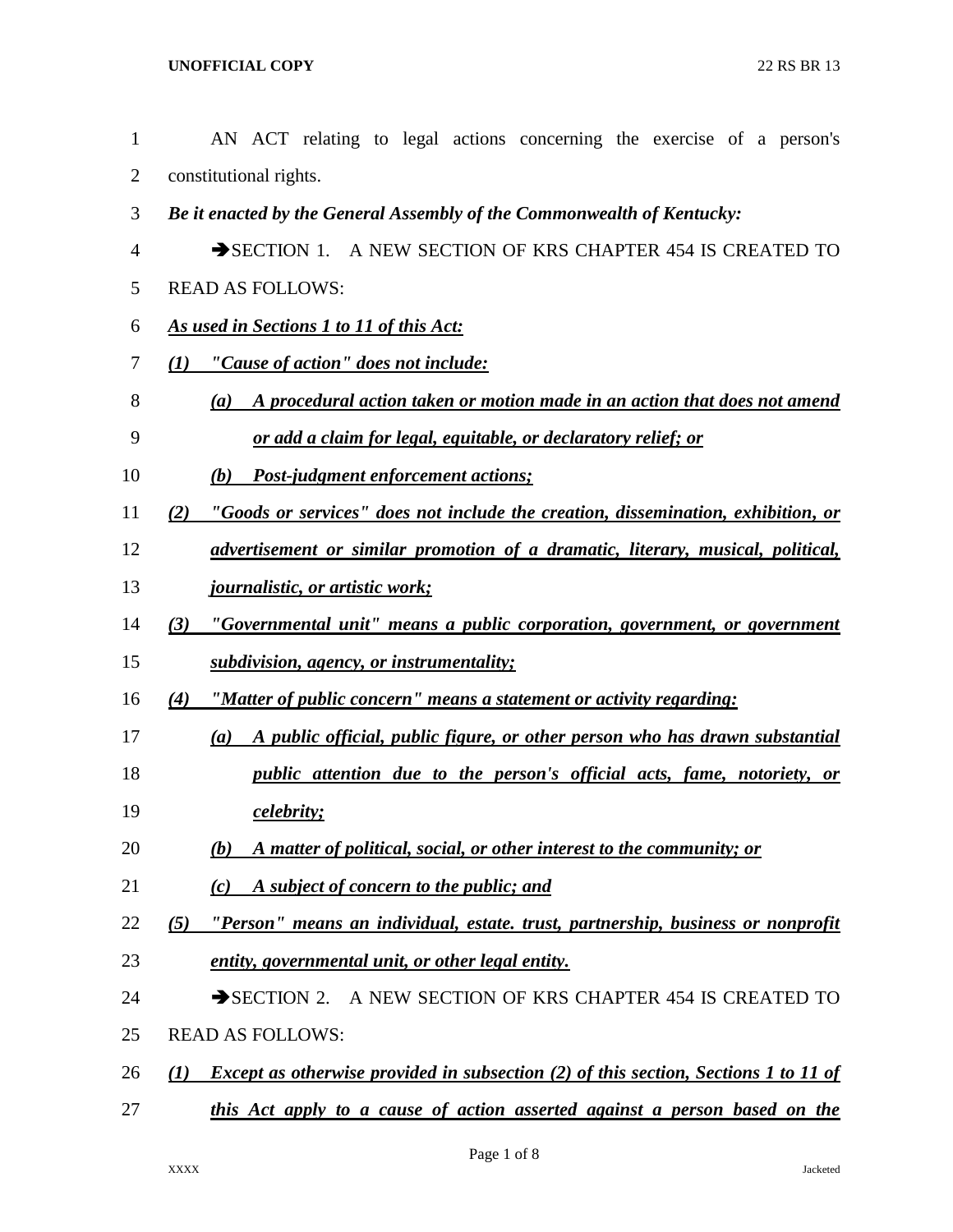AN ACT relating to legal actions concerning the exercise of a person's constitutional rights.

***Be it enacted by the General Assembly of the Commonwealth of Kentucky:***

➔SECTION 1. A NEW SECTION OF KRS CHAPTER 454 IS CREATED TO READ AS FOLLOWS:

***As used in Sections 1 to 11 of this Act:***

***(1) "Cause of action" does not include:***

***(a) A procedural action taken or motion made in an action that does not amend or add a claim for legal, equitable, or declaratory relief; or***

***(b) Post-judgment enforcement actions;***

***(2) "Goods or services" does not include the creation, dissemination, exhibition, or advertisement or similar promotion of a dramatic, literary, musical, political, journalistic, or artistic work;***

***(3) "Governmental unit" means a public corporation, government, or government subdivision, agency, or instrumentality;***

***(4) "Matter of public concern" means a statement or activity regarding:***

***(a) A public official, public figure, or other person who has drawn substantial public attention due to the person's official acts, fame, notoriety, or celebrity;***

***(b) A matter of political, social, or other interest to the community; or***

***(c) A subject of concern to the public; and***

***(5) "Person" means an individual, estate. trust, partnership, business or nonprofit entity, governmental unit, or other legal entity.***

➔SECTION 2. A NEW SECTION OF KRS CHAPTER 454 IS CREATED TO READ AS FOLLOWS:

***(1) Except as otherwise provided in subsection (2) of this section, Sections 1 to 11 of this Act apply to a cause of action asserted against a person based on the***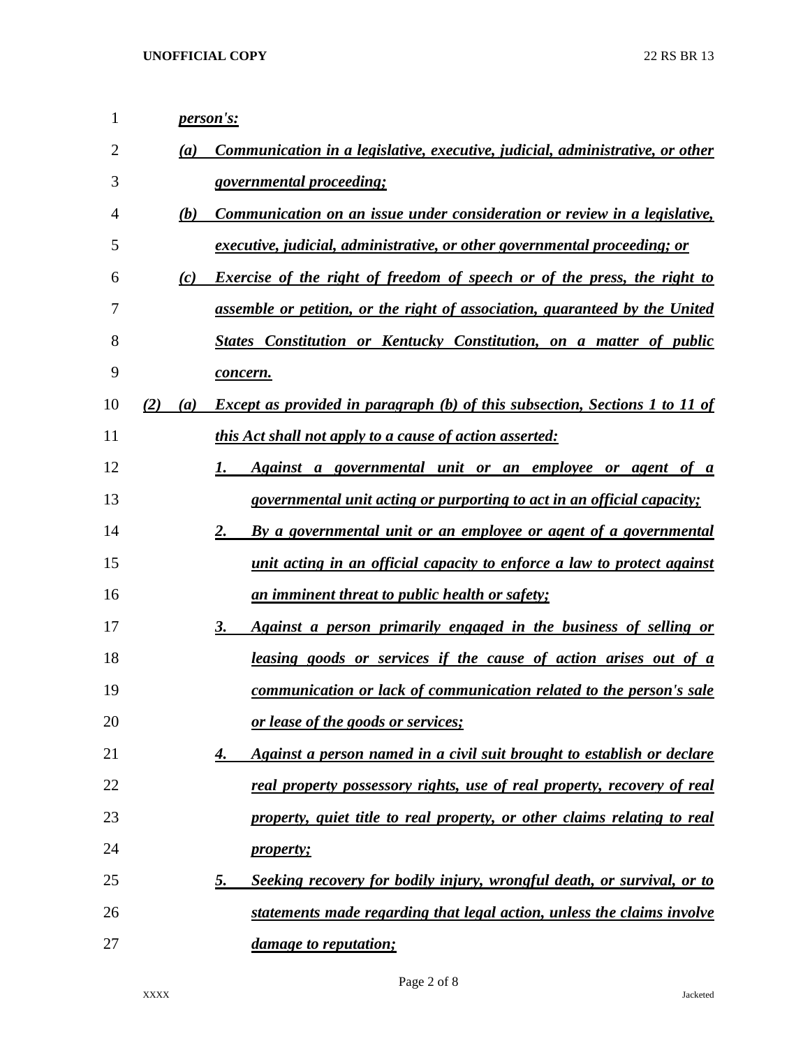***person's:***

***(a)*** ***Communication in a legislative, executive, judicial, administrative, or other governmental proceeding;***

***(b)*** ***Communication on an issue under consideration or review in a legislative, executive, judicial, administrative, or other governmental proceeding; or***

***(c)*** ***Exercise of the right of freedom of speech or of the press, the right to assemble or petition, or the right of association, guaranteed by the United States Constitution or Kentucky Constitution, on a matter of public concern.***

***(2)*** ***(a)*** ***Except as provided in paragraph (b) of this subsection, Sections 1 to 11 of this Act shall not apply to a cause of action asserted:***

***1.*** ***Against a governmental unit or an employee or agent of a governmental unit acting or purporting to act in an official capacity;***

***2.*** ***By a governmental unit or an employee or agent of a governmental unit acting in an official capacity to enforce a law to protect against an imminent threat to public health or safety;***

***3.*** ***Against a person primarily engaged in the business of selling or leasing goods or services if the cause of action arises out of a communication or lack of communication related to the person's sale or lease of the goods or services;***

***4.*** ***Against a person named in a civil suit brought to establish or declare real property possessory rights, use of real property, recovery of real property, quiet title to real property, or other claims relating to real property;***

***5.*** ***Seeking recovery for bodily injury, wrongful death, or survival, or to statements made regarding that legal action, unless the claims involve damage to reputation;***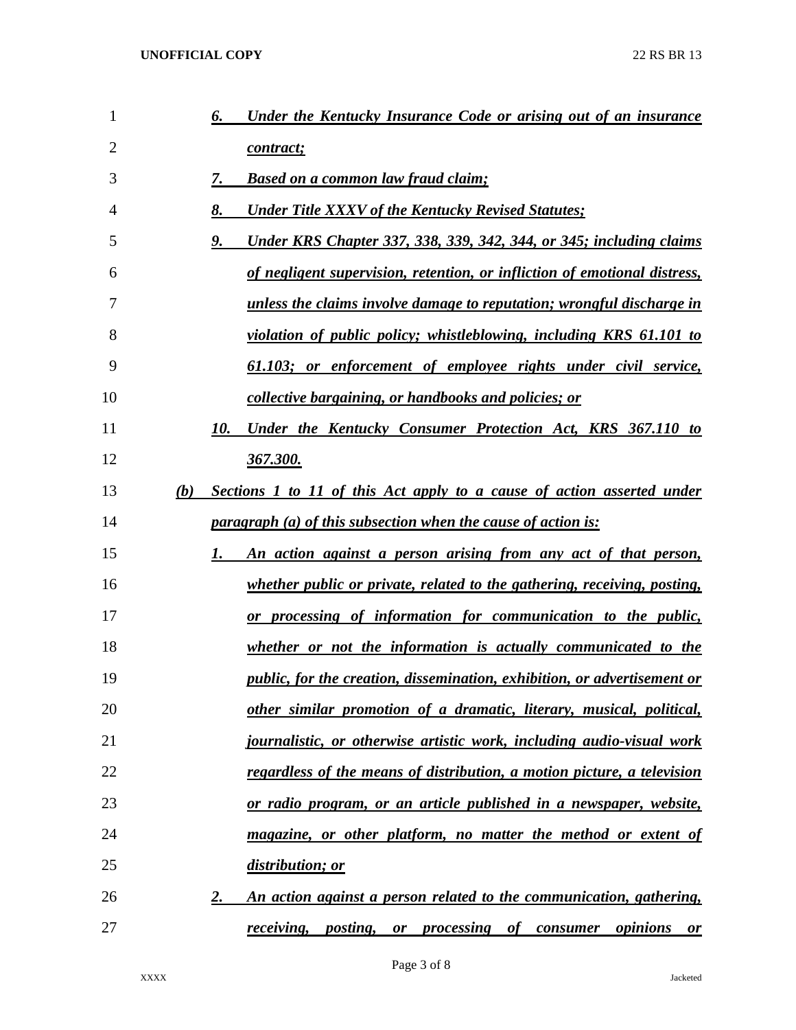6. *Under the Kentucky Insurance Code or arising out of an insurance contract;*

7. *Based on a common law fraud claim;*

8. *Under Title XXXV of the Kentucky Revised Statutes;*

9. *Under KRS Chapter 337, 338, 339, 342, 344, or 345; including claims of negligent supervision, retention, or infliction of emotional distress, unless the claims involve damage to reputation; wrongful discharge in violation of public policy; whistleblowing, including KRS 61.101 to 61.103; or enforcement of employee rights under civil service, collective bargaining, or handbooks and policies; or*

10. *Under the Kentucky Consumer Protection Act, KRS 367.110 to 367.300.*

(b) *Sections 1 to 11 of this Act apply to a cause of action asserted under paragraph (a) of this subsection when the cause of action is:*

1. *An action against a person arising from any act of that person, whether public or private, related to the gathering, receiving, posting, or processing of information for communication to the public, whether or not the information is actually communicated to the public, for the creation, dissemination, exhibition, or advertisement or other similar promotion of a dramatic, literary, musical, political, journalistic, or otherwise artistic work, including audio-visual work regardless of the means of distribution, a motion picture, a television or radio program, or an article published in a newspaper, website, magazine, or other platform, no matter the method or extent of distribution; or*

2. *An action against a person related to the communication, gathering, receiving, posting, or processing of consumer opinions or*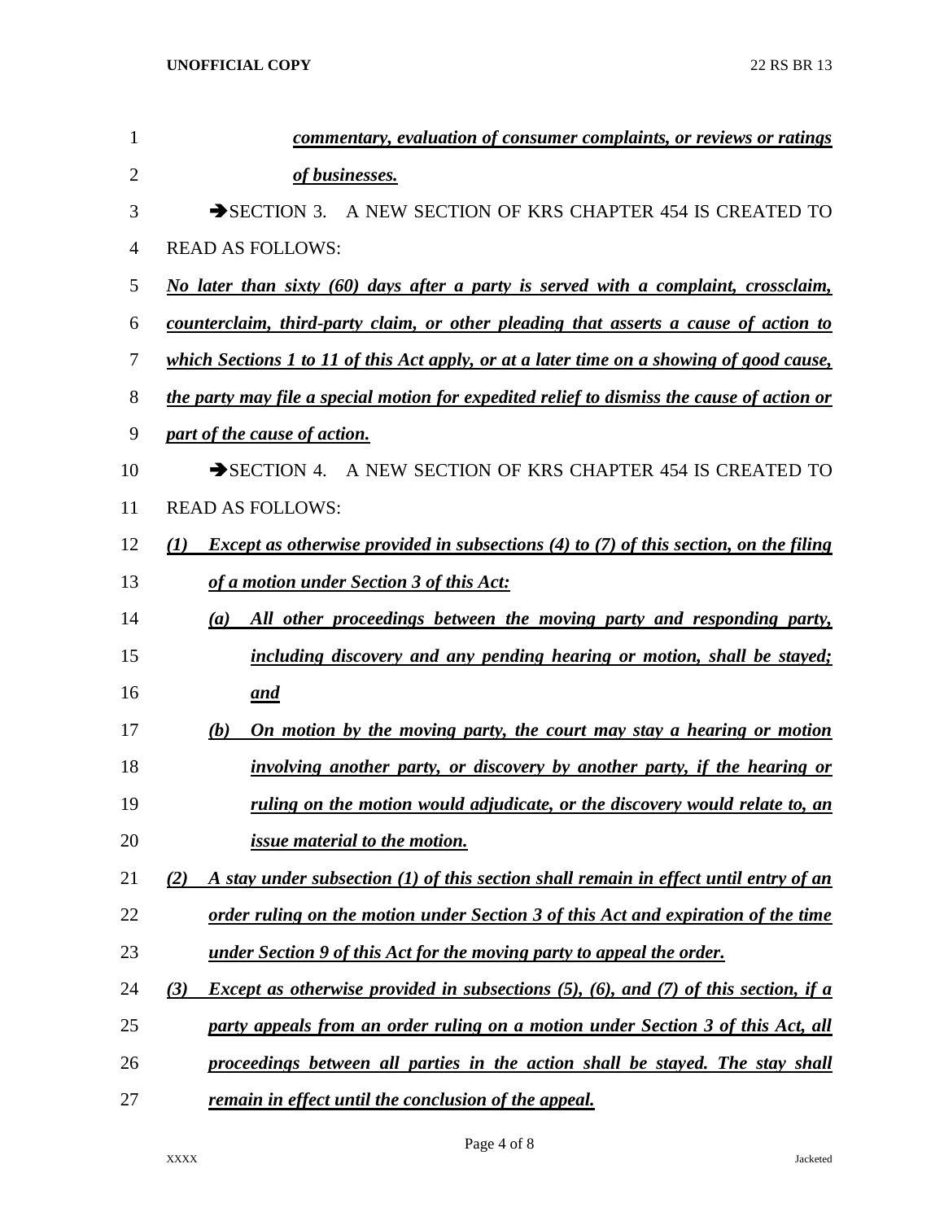*commentary, evaluation of consumer complaints, or reviews or ratings of businesses.*

➔SECTION 3. A NEW SECTION OF KRS CHAPTER 454 IS CREATED TO READ AS FOLLOWS:

*No later than sixty (60) days after a party is served with a complaint, crossclaim, counterclaim, third-party claim, or other pleading that asserts a cause of action to which Sections 1 to 11 of this Act apply, or at a later time on a showing of good cause, the party may file a special motion for expedited relief to dismiss the cause of action or part of the cause of action.*

➔SECTION 4. A NEW SECTION OF KRS CHAPTER 454 IS CREATED TO READ AS FOLLOWS:

*(1) Except as otherwise provided in subsections (4) to (7) of this section, on the filing of a motion under Section 3 of this Act:*

*(a) All other proceedings between the moving party and responding party, including discovery and any pending hearing or motion, shall be stayed; and*

*(b) On motion by the moving party, the court may stay a hearing or motion involving another party, or discovery by another party, if the hearing or ruling on the motion would adjudicate, or the discovery would relate to, an issue material to the motion.*

*(2) A stay under subsection (1) of this section shall remain in effect until entry of an order ruling on the motion under Section 3 of this Act and expiration of the time under Section 9 of this Act for the moving party to appeal the order.*

*(3) Except as otherwise provided in subsections (5), (6), and (7) of this section, if a party appeals from an order ruling on a motion under Section 3 of this Act, all proceedings between all parties in the action shall be stayed. The stay shall remain in effect until the conclusion of the appeal.*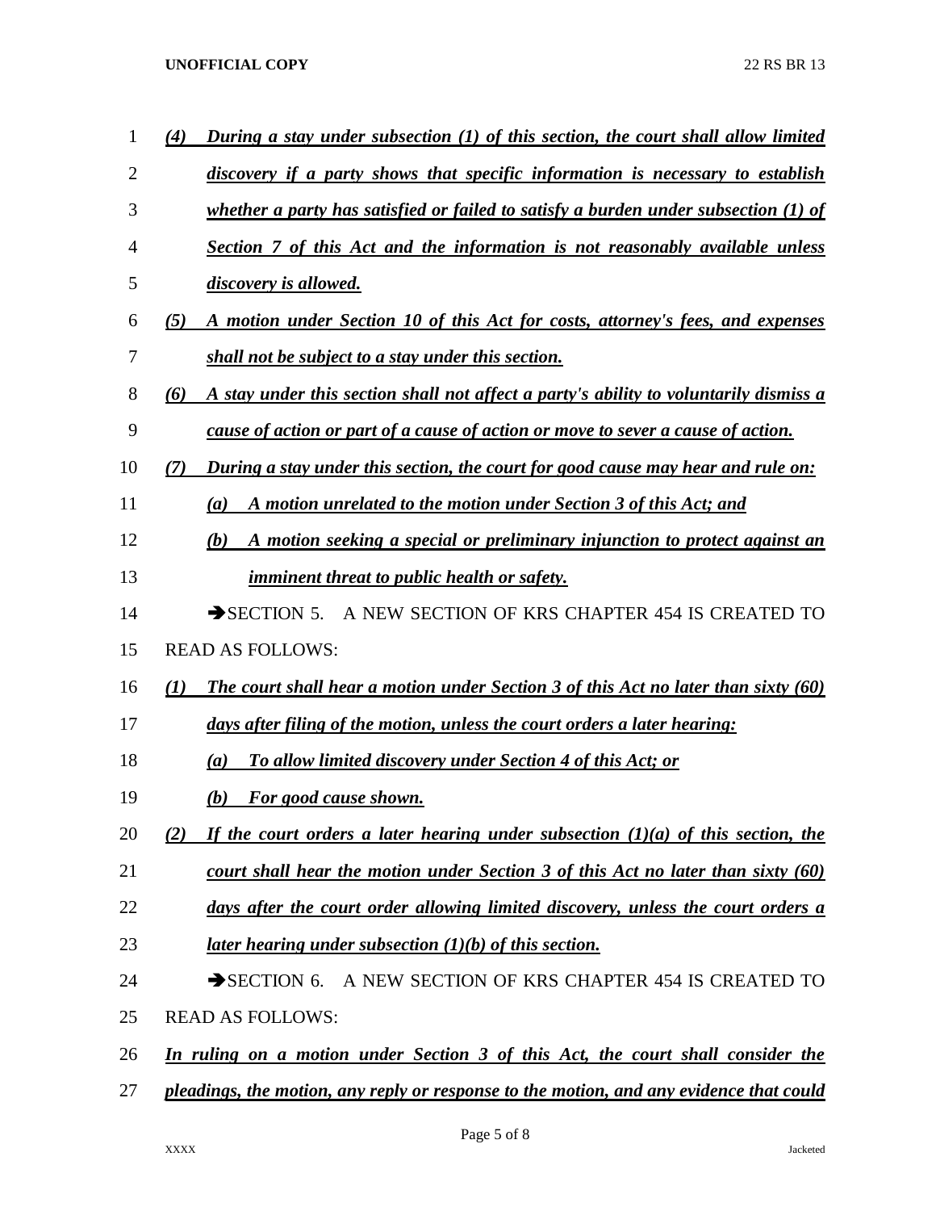***(4) During a stay under subsection (1) of this section, the court shall allow limited discovery if a party shows that specific information is necessary to establish whether a party has satisfied or failed to satisfy a burden under subsection (1) of Section 7 of this Act and the information is not reasonably available unless discovery is allowed.***

***(5) A motion under Section 10 of this Act for costs, attorney's fees, and expenses shall not be subject to a stay under this section.***

***(6) A stay under this section shall not affect a party's ability to voluntarily dismiss a cause of action or part of a cause of action or move to sever a cause of action.***

***(7) During a stay under this section, the court for good cause may hear and rule on:***

***(a) A motion unrelated to the motion under Section 3 of this Act; and***

***(b) A motion seeking a special or preliminary injunction to protect against an imminent threat to public health or safety.***

➔SECTION 5. A NEW SECTION OF KRS CHAPTER 454 IS CREATED TO READ AS FOLLOWS:

***(1) The court shall hear a motion under Section 3 of this Act no later than sixty (60) days after filing of the motion, unless the court orders a later hearing:***

***(a) To allow limited discovery under Section 4 of this Act; or***

***(b) For good cause shown.***

***(2) If the court orders a later hearing under subsection (1)(a) of this section, the court shall hear the motion under Section 3 of this Act no later than sixty (60) days after the court order allowing limited discovery, unless the court orders a later hearing under subsection (1)(b) of this section.***

➔SECTION 6. A NEW SECTION OF KRS CHAPTER 454 IS CREATED TO READ AS FOLLOWS:

***In ruling on a motion under Section 3 of this Act, the court shall consider the pleadings, the motion, any reply or response to the motion, and any evidence that could***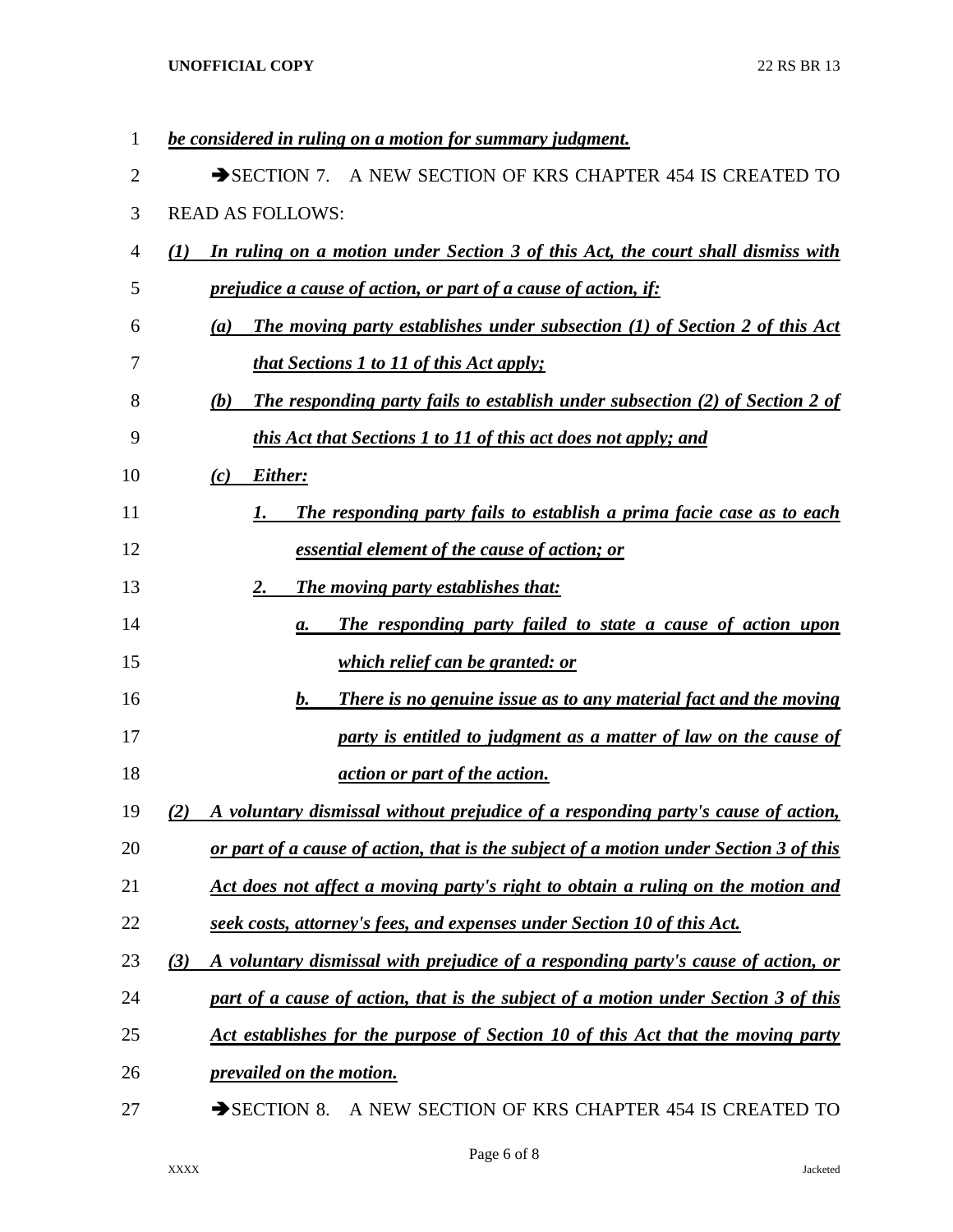*be considered in ruling on a motion for summary judgment.*

➔SECTION 7. A NEW SECTION OF KRS CHAPTER 454 IS CREATED TO READ AS FOLLOWS:

*(1) In ruling on a motion under Section 3 of this Act, the court shall dismiss with prejudice a cause of action, or part of a cause of action, if:*

*(a) The moving party establishes under subsection (1) of Section 2 of this Act that Sections 1 to 11 of this Act apply;*

*(b) The responding party fails to establish under subsection (2) of Section 2 of this Act that Sections 1 to 11 of this act does not apply; and*

*(c) Either:*

*1. The responding party fails to establish a prima facie case as to each essential element of the cause of action; or*

*2. The moving party establishes that:*

*a. The responding party failed to state a cause of action upon which relief can be granted: or*

*b. There is no genuine issue as to any material fact and the moving party is entitled to judgment as a matter of law on the cause of action or part of the action.*

*(2) A voluntary dismissal without prejudice of a responding party's cause of action, or part of a cause of action, that is the subject of a motion under Section 3 of this Act does not affect a moving party's right to obtain a ruling on the motion and seek costs, attorney's fees, and expenses under Section 10 of this Act.*

*(3) A voluntary dismissal with prejudice of a responding party's cause of action, or part of a cause of action, that is the subject of a motion under Section 3 of this Act establishes for the purpose of Section 10 of this Act that the moving party prevailed on the motion.*

➔SECTION 8. A NEW SECTION OF KRS CHAPTER 454 IS CREATED TO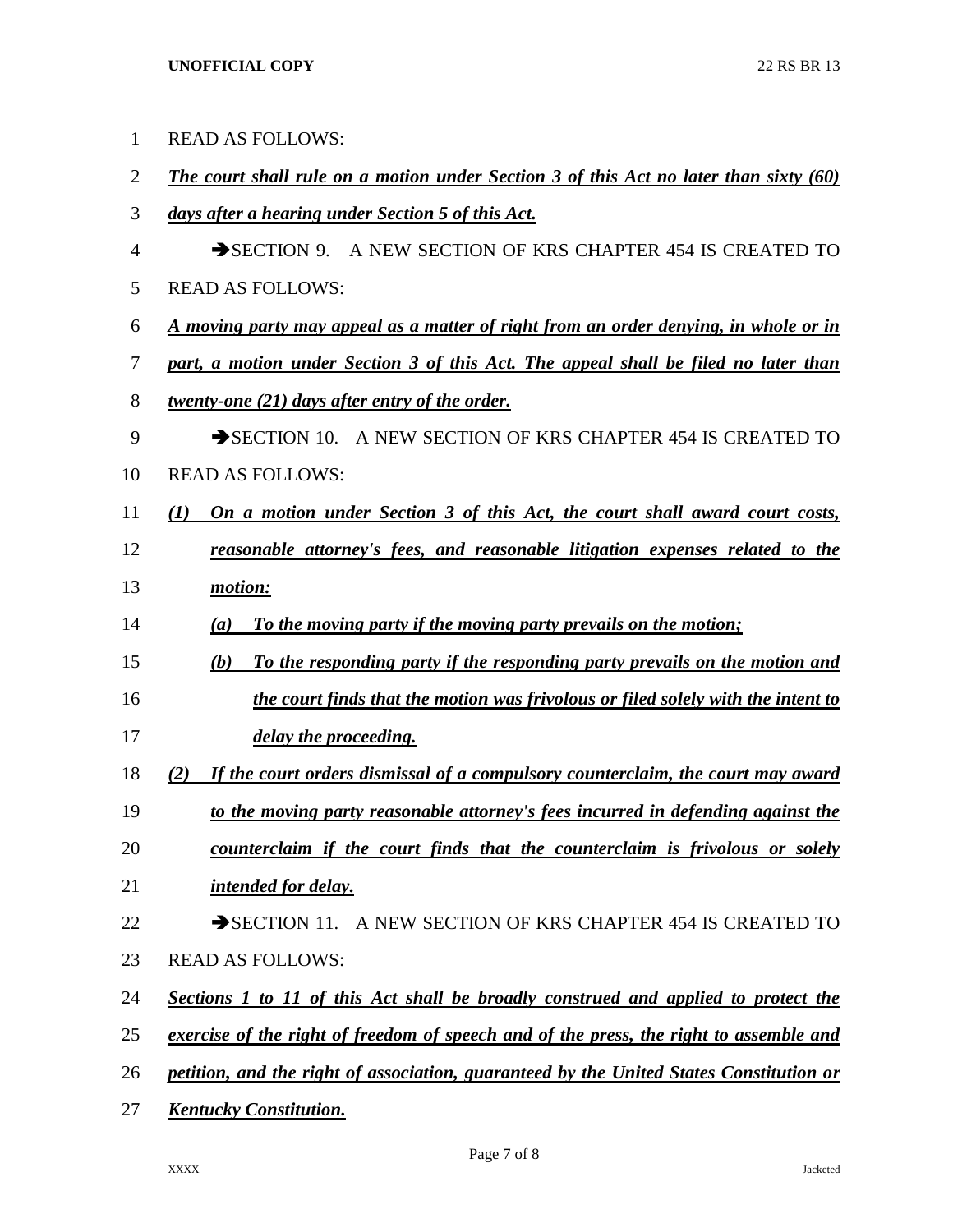READ AS FOLLOWS:

***The court shall rule on a motion under Section 3 of this Act no later than sixty (60) days after a hearing under Section 5 of this Act.***

➔SECTION 9. A NEW SECTION OF KRS CHAPTER 454 IS CREATED TO READ AS FOLLOWS:

***A moving party may appeal as a matter of right from an order denying, in whole or in part, a motion under Section 3 of this Act. The appeal shall be filed no later than twenty-one (21) days after entry of the order.***

➔SECTION 10. A NEW SECTION OF KRS CHAPTER 454 IS CREATED TO READ AS FOLLOWS:

***(1) On a motion under Section 3 of this Act, the court shall award court costs, reasonable attorney's fees, and reasonable litigation expenses related to the motion:***

***(a) To the moving party if the moving party prevails on the motion;***

***(b) To the responding party if the responding party prevails on the motion and the court finds that the motion was frivolous or filed solely with the intent to delay the proceeding.***

***(2) If the court orders dismissal of a compulsory counterclaim, the court may award to the moving party reasonable attorney's fees incurred in defending against the counterclaim if the court finds that the counterclaim is frivolous or solely intended for delay.***

➔SECTION 11. A NEW SECTION OF KRS CHAPTER 454 IS CREATED TO READ AS FOLLOWS:

***Sections 1 to 11 of this Act shall be broadly construed and applied to protect the exercise of the right of freedom of speech and of the press, the right to assemble and petition, and the right of association, guaranteed by the United States Constitution or Kentucky Constitution.***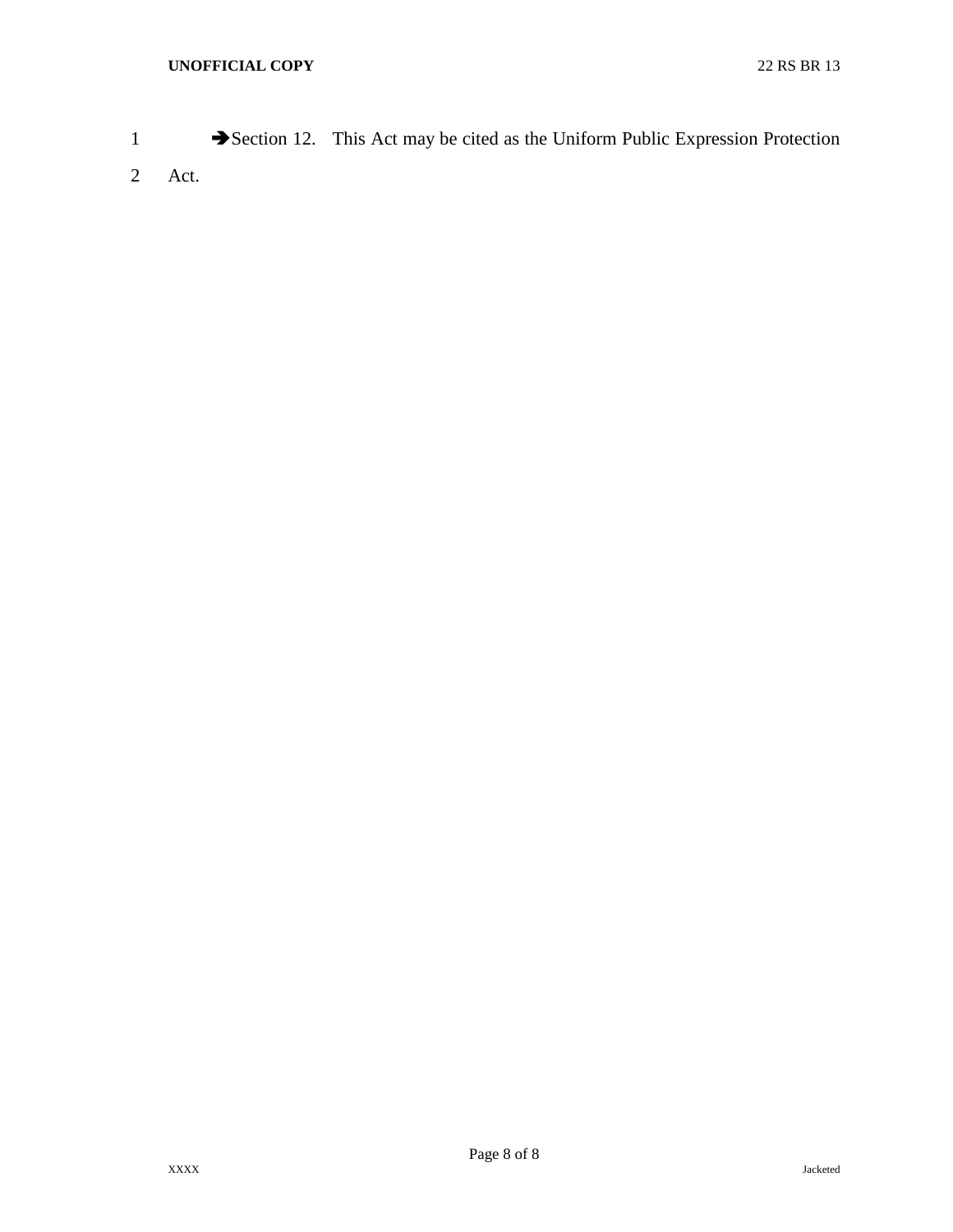➔Section 12. This Act may be cited as the Uniform Public Expression Protection Act.